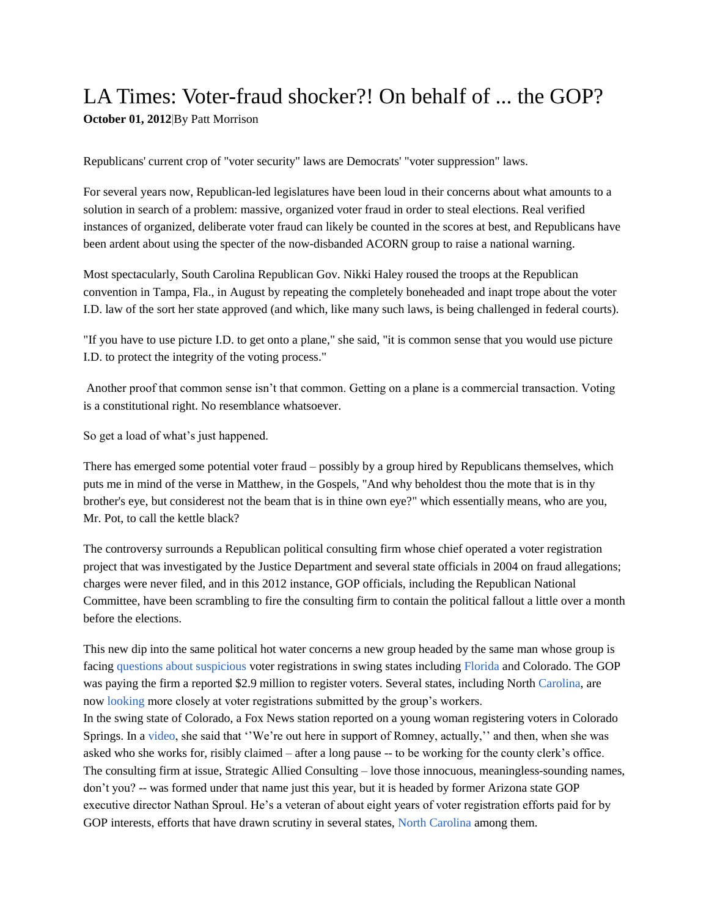# LA Times: Voter-fraud shocker?! On behalf of ... the GOP?

**October 01, 2012**|By Patt Morrison

Republicans' current crop of "voter security" laws are Democrats' "voter suppression" laws.

For several years now, Republican-led legislatures have been loud in their concerns about what amounts to a solution in search of a problem: massive, organized voter fraud in order to steal elections. Real verified instances of organized, deliberate voter fraud can likely be counted in the scores at best, and Republicans have been ardent about using the specter of the now-disbanded ACORN group to raise a national warning.

Most spectacularly, South Carolina Republican Gov. Nikki Haley roused the troops at the Republican convention in Tampa, Fla., in August by repeating the completely boneheaded and inapt trope about the voter I.D. law of the sort her state approved (and which, like many such laws, is being challenged in federal courts).

"If you have to use picture I.D. to get onto a plane," she said, "it is common sense that you would use picture I.D. to protect the integrity of the voting process."

Another proof that common sense isn't that common. Getting on a plane is a commercial transaction. Voting is a constitutional right. No resemblance whatsoever.

So get a load of what's just happened.

There has emerged some potential voter fraud – possibly by a group hired by Republicans themselves, which puts me in mind of the verse in Matthew, in the Gospels, "And why beholdest thou the mote that is in thy brother's eye, but considerest not the beam that is in thine own eye?" which essentially means, who are you, Mr. Pot, to call the kettle black?

The controversy surrounds a Republican political consulting firm whose chief operated a voter registration project that was investigated by the Justice Department and several state officials in 2004 on fraud allegations; charges were never filed, and in this 2012 instance, GOP officials, including the Republican National Committee, have been scrambling to fire the consulting firm to contain the political fallout a little over a month before the elections.

This new dip into the same political hot water concerns a new group headed by the same man whose group is facing questions about suspicious voter registrations in swing states including Florida and Colorado. The GOP was paying the firm a reported $2.9 million to register voters. Several states, including North Carolina, are now looking more closely at voter registrations submitted by the group's workers.

In the swing state of Colorado, a Fox News station reported on a young woman registering voters in Colorado Springs. In a video, she said that ''We're out here in support of Romney, actually,'' and then, when she was asked who she works for, risibly claimed – after a long pause -- to be working for the county clerk's office.

The consulting firm at issue, Strategic Allied Consulting – love those innocuous, meaningless-sounding names, don't you? -- was formed under that name just this year, but it is headed by former Arizona state GOP executive director Nathan Sproul. He's a veteran of about eight years of voter registration efforts paid for by GOP interests, efforts that have drawn scrutiny in several states, North Carolina among them.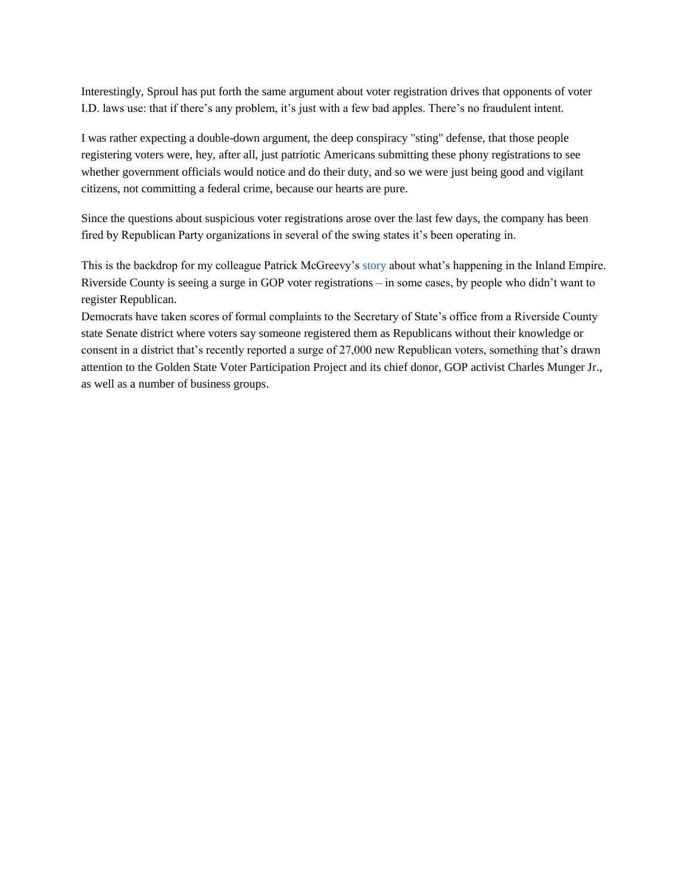Interestingly, Sproul has put forth the same argument about voter registration drives that opponents of voter I.D. laws use: that if there's any problem, it's just with a few bad apples. There's no fraudulent intent.

I was rather expecting a double-down argument, the deep conspiracy "sting" defense, that those people registering voters were, hey, after all, just patriotic Americans submitting these phony registrations to see whether government officials would notice and do their duty, and so we were just being good and vigilant citizens, not committing a federal crime, because our hearts are pure.

Since the questions about suspicious voter registrations arose over the last few days, the company has been fired by Republican Party organizations in several of the swing states it's been operating in.

This is the backdrop for my colleague Patrick McGreevy's story about what's happening in the Inland Empire. Riverside County is seeing a surge in GOP voter registrations – in some cases, by people who didn't want to register Republican.

Democrats have taken scores of formal complaints to the Secretary of State's office from a Riverside County state Senate district where voters say someone registered them as Republicans without their knowledge or consent in a district that's recently reported a surge of 27,000 new Republican voters, something that's drawn attention to the Golden State Voter Participation Project and its chief donor, GOP activist Charles Munger Jr., as well as a number of business groups.